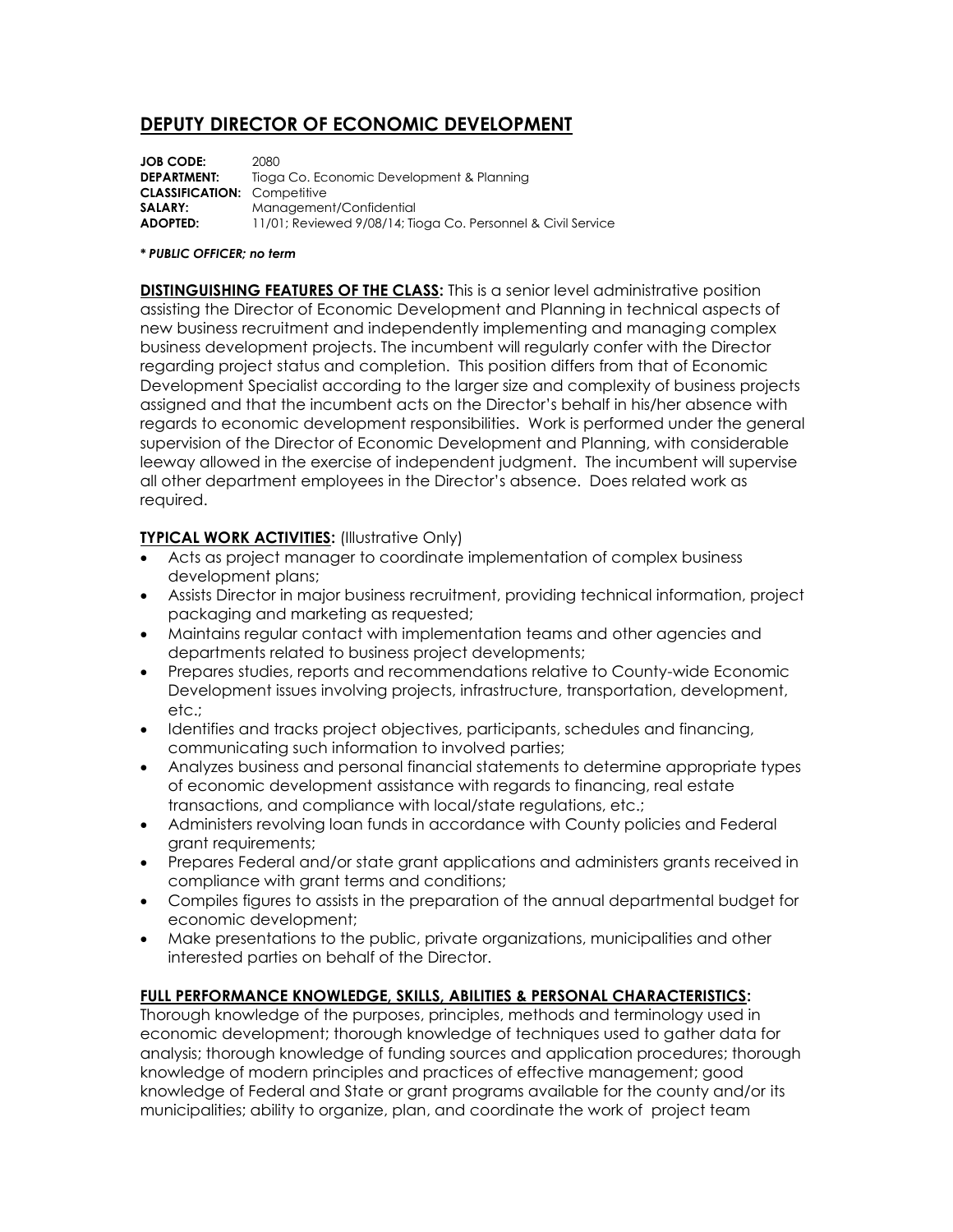# DEPUTY DIRECTOR OF ECONOMIC DEVELOPMENT

**JOB CODE:** 2080
**DEPARTMENT:** Tioga Co. Economic Development & Planning
**CLASSIFICATION:** Competitive
**SALARY:** Management/Confidential
**ADOPTED:** 11/01; Reviewed 9/08/14; Tioga Co. Personnel & Civil Service

***\* PUBLIC OFFICER; no term***

**DISTINGUISHING FEATURES OF THE CLASS:** This is a senior level administrative position assisting the Director of Economic Development and Planning in technical aspects of new business recruitment and independently implementing and managing complex business development projects. The incumbent will regularly confer with the Director regarding project status and completion. This position differs from that of Economic Development Specialist according to the larger size and complexity of business projects assigned and that the incumbent acts on the Director's behalf in his/her absence with regards to economic development responsibilities. Work is performed under the general supervision of the Director of Economic Development and Planning, with considerable leeway allowed in the exercise of independent judgment. The incumbent will supervise all other department employees in the Director's absence. Does related work as required.

**TYPICAL WORK ACTIVITIES:** (Illustrative Only)

- Acts as project manager to coordinate implementation of complex business development plans;
- Assists Director in major business recruitment, providing technical information, project packaging and marketing as requested;
- Maintains regular contact with implementation teams and other agencies and departments related to business project developments;
- Prepares studies, reports and recommendations relative to County-wide Economic Development issues involving projects, infrastructure, transportation, development, etc.;
- Identifies and tracks project objectives, participants, schedules and financing, communicating such information to involved parties;
- Analyzes business and personal financial statements to determine appropriate types of economic development assistance with regards to financing, real estate transactions, and compliance with local/state regulations, etc.;
- Administers revolving loan funds in accordance with County policies and Federal grant requirements;
- Prepares Federal and/or state grant applications and administers grants received in compliance with grant terms and conditions;
- Compiles figures to assists in the preparation of the annual departmental budget for economic development;
- Make presentations to the public, private organizations, municipalities and other interested parties on behalf of the Director.

**FULL PERFORMANCE KNOWLEDGE, SKILLS, ABILITIES & PERSONAL CHARACTERISTICS:**
Thorough knowledge of the purposes, principles, methods and terminology used in economic development; thorough knowledge of techniques used to gather data for analysis; thorough knowledge of funding sources and application procedures; thorough knowledge of modern principles and practices of effective management; good knowledge of Federal and State or grant programs available for the county and/or its municipalities; ability to organize, plan, and coordinate the work of project team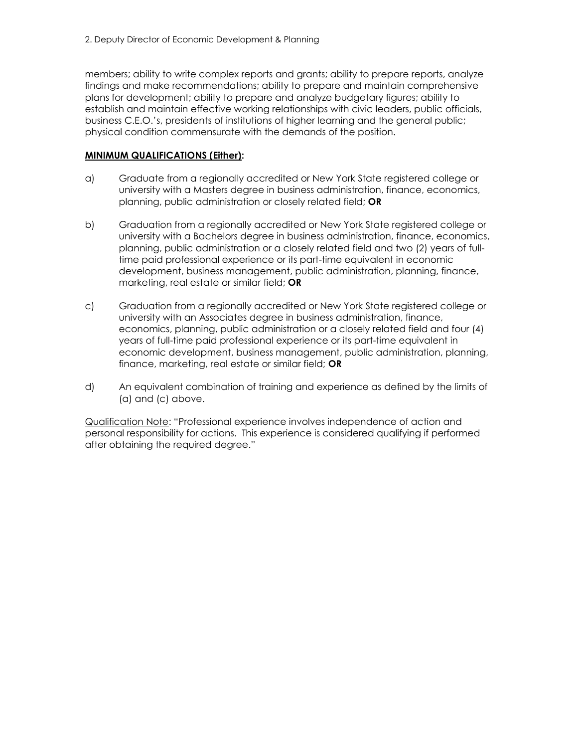members; ability to write complex reports and grants; ability to prepare reports, analyze findings and make recommendations; ability to prepare and maintain comprehensive plans for development; ability to prepare and analyze budgetary figures; ability to establish and maintain effective working relationships with civic leaders, public officials, business C.E.O.'s, presidents of institutions of higher learning and the general public; physical condition commensurate with the demands of the position.

**MINIMUM QUALIFICATIONS (Either):**

a) Graduate from a regionally accredited or New York State registered college or university with a Masters degree in business administration, finance, economics, planning, public administration or closely related field; **OR**

b) Graduation from a regionally accredited or New York State registered college or university with a Bachelors degree in business administration, finance, economics, planning, public administration or a closely related field and two (2) years of full-time paid professional experience or its part-time equivalent in economic development, business management, public administration, planning, finance, marketing, real estate or similar field; **OR**

c) Graduation from a regionally accredited or New York State registered college or university with an Associates degree in business administration, finance, economics, planning, public administration or a closely related field and four (4) years of full-time paid professional experience or its part-time equivalent in economic development, business management, public administration, planning, finance, marketing, real estate or similar field; **OR**

d) An equivalent combination of training and experience as defined by the limits of (a) and (c) above.

Qualification Note: "Professional experience involves independence of action and personal responsibility for actions. This experience is considered qualifying if performed after obtaining the required degree."